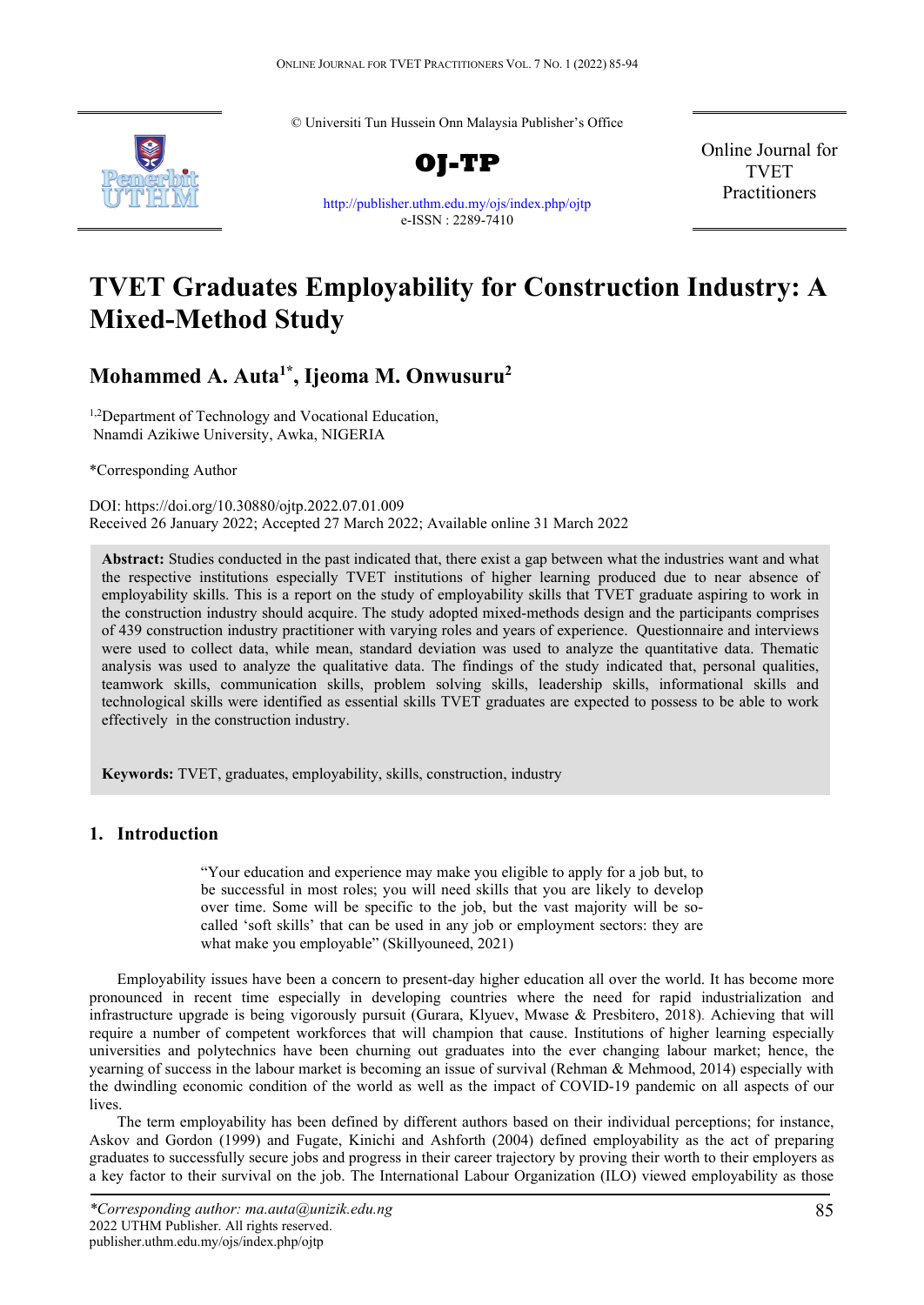© Universiti Tun Hussein Onn Malaysia Publisher's Office

**OJ-TP**

http://publisher.uthm.edu.my/ojs/index.php/ojtp
e-ISSN : 2289-7410

Online Journal for TVET Practitioners

# TVET Graduates Employability for Construction Industry: A Mixed-Method Study

## Mohammed A. Auta[1*], Ijeoma M. Onwusuru[2]

[1,2]Department of Technology and Vocational Education, Nnamdi Azikiwe University, Awka, NIGERIA

*Corresponding Author

DOI: https://doi.org/10.30880/ojtp.2022.07.01.009
Received 26 January 2022; Accepted 27 March 2022; Available online 31 March 2022

**Abstract:** Studies conducted in the past indicated that, there exist a gap between what the industries want and what the respective institutions especially TVET institutions of higher learning produced due to near absence of employability skills. This is a report on the study of employability skills that TVET graduate aspiring to work in the construction industry should acquire. The study adopted mixed-methods design and the participants comprises of 439 construction industry practitioner with varying roles and years of experience. Questionnaire and interviews were used to collect data, while mean, standard deviation was used to analyze the quantitative data. Thematic analysis was used to analyze the qualitative data. The findings of the study indicated that, personal qualities, teamwork skills, communication skills, problem solving skills, leadership skills, informational skills and technological skills were identified as essential skills TVET graduates are expected to possess to be able to work effectively in the construction industry.

**Keywords:** TVET, graduates, employability, skills, construction, industry

## 1. Introduction

> "Your education and experience may make you eligible to apply for a job but, to be successful in most roles; you will need skills that you are likely to develop over time. Some will be specific to the job, but the vast majority will be so-called 'soft skills' that can be used in any job or employment sectors: they are what make you employable" (Skillyouneed, 2021)

Employability issues have been a concern to present-day higher education all over the world. It has become more pronounced in recent time especially in developing countries where the need for rapid industrialization and infrastructure upgrade is being vigorously pursuit (Gurara, Klyuev, Mwase & Presbitero, 2018). Achieving that will require a number of competent workforces that will champion that cause. Institutions of higher learning especially universities and polytechnics have been churning out graduates into the ever changing labour market; hence, the yearning of success in the labour market is becoming an issue of survival (Rehman & Mehmood, 2014) especially with the dwindling economic condition of the world as well as the impact of COVID-19 pandemic on all aspects of our lives.

The term employability has been defined by different authors based on their individual perceptions; for instance, Askov and Gordon (1999) and Fugate, Kinichi and Ashforth (2004) defined employability as the act of preparing graduates to successfully secure jobs and progress in their career trajectory by proving their worth to their employers as a key factor to their survival on the job. The International Labour Organization (ILO) viewed employability as those

*Corresponding author: ma.auta@unizik.edu.ng
2022 UTHM Publisher. All rights reserved.
publisher.uthm.edu.my/ojs/index.php/ojtp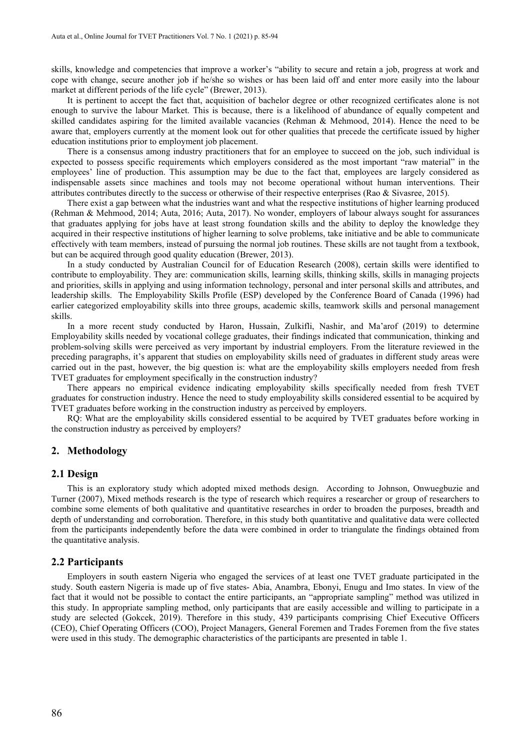skills, knowledge and competencies that improve a worker's "ability to secure and retain a job, progress at work and cope with change, secure another job if he/she so wishes or has been laid off and enter more easily into the labour market at different periods of the life cycle" (Brewer, 2013).

It is pertinent to accept the fact that, acquisition of bachelor degree or other recognized certificates alone is not enough to survive the labour Market. This is because, there is a likelihood of abundance of equally competent and skilled candidates aspiring for the limited available vacancies (Rehman & Mehmood, 2014). Hence the need to be aware that, employers currently at the moment look out for other qualities that precede the certificate issued by higher education institutions prior to employment job placement.

There is a consensus among industry practitioners that for an employee to succeed on the job, such individual is expected to possess specific requirements which employers considered as the most important "raw material" in the employees' line of production. This assumption may be due to the fact that, employees are largely considered as indispensable assets since machines and tools may not become operational without human interventions. Their attributes contributes directly to the success or otherwise of their respective enterprises (Rao & Sivasree, 2015).

There exist a gap between what the industries want and what the respective institutions of higher learning produced (Rehman & Mehmood, 2014; Auta, 2016; Auta, 2017). No wonder, employers of labour always sought for assurances that graduates applying for jobs have at least strong foundation skills and the ability to deploy the knowledge they acquired in their respective institutions of higher learning to solve problems, take initiative and be able to communicate effectively with team members, instead of pursuing the normal job routines. These skills are not taught from a textbook, but can be acquired through good quality education (Brewer, 2013).

In a study conducted by Australian Council for of Education Research (2008), certain skills were identified to contribute to employability. They are: communication skills, learning skills, thinking skills, skills in managing projects and priorities, skills in applying and using information technology, personal and inter personal skills and attributes, and leadership skills. The Employability Skills Profile (ESP) developed by the Conference Board of Canada (1996) had earlier categorized employability skills into three groups, academic skills, teamwork skills and personal management skills.

In a more recent study conducted by Haron, Hussain, Zulkifli, Nashir, and Ma'arof (2019) to determine Employability skills needed by vocational college graduates, their findings indicated that communication, thinking and problem-solving skills were perceived as very important by industrial employers. From the literature reviewed in the preceding paragraphs, it's apparent that studies on employability skills need of graduates in different study areas were carried out in the past, however, the big question is: what are the employability skills employers needed from fresh TVET graduates for employment specifically in the construction industry?

There appears no empirical evidence indicating employability skills specifically needed from fresh TVET graduates for construction industry. Hence the need to study employability skills considered essential to be acquired by TVET graduates before working in the construction industry as perceived by employers.

RQ: What are the employability skills considered essential to be acquired by TVET graduates before working in the construction industry as perceived employers?

## 2. Methodology

### 2.1 Design

This is an exploratory study which adopted mixed methods design. According to Johnson, Onwuegbuzie and Turner (2007), Mixed methods research is the type of research which requires a researcher or group of researchers to combine some elements of both qualitative and quantitative researches in order to broaden the purposes, breadth and depth of understanding and corroboration. Therefore, in this study both quantitative and qualitative data were collected from the participants independently before the data were combined in order to triangulate the findings obtained from the quantitative analysis.

### 2.2 Participants

Employers in south eastern Nigeria who engaged the services of at least one TVET graduate participated in the study. South eastern Nigeria is made up of five states- Abia, Anambra, Ebonyi, Enugu and Imo states. In view of the fact that it would not be possible to contact the entire participants, an "appropriate sampling" method was utilized in this study. In appropriate sampling method, only participants that are easily accessible and willing to participate in a study are selected (Gokcek, 2019). Therefore in this study, 439 participants comprising Chief Executive Officers (CEO), Chief Operating Officers (COO), Project Managers, General Foremen and Trades Foremen from the five states were used in this study. The demographic characteristics of the participants are presented in table 1.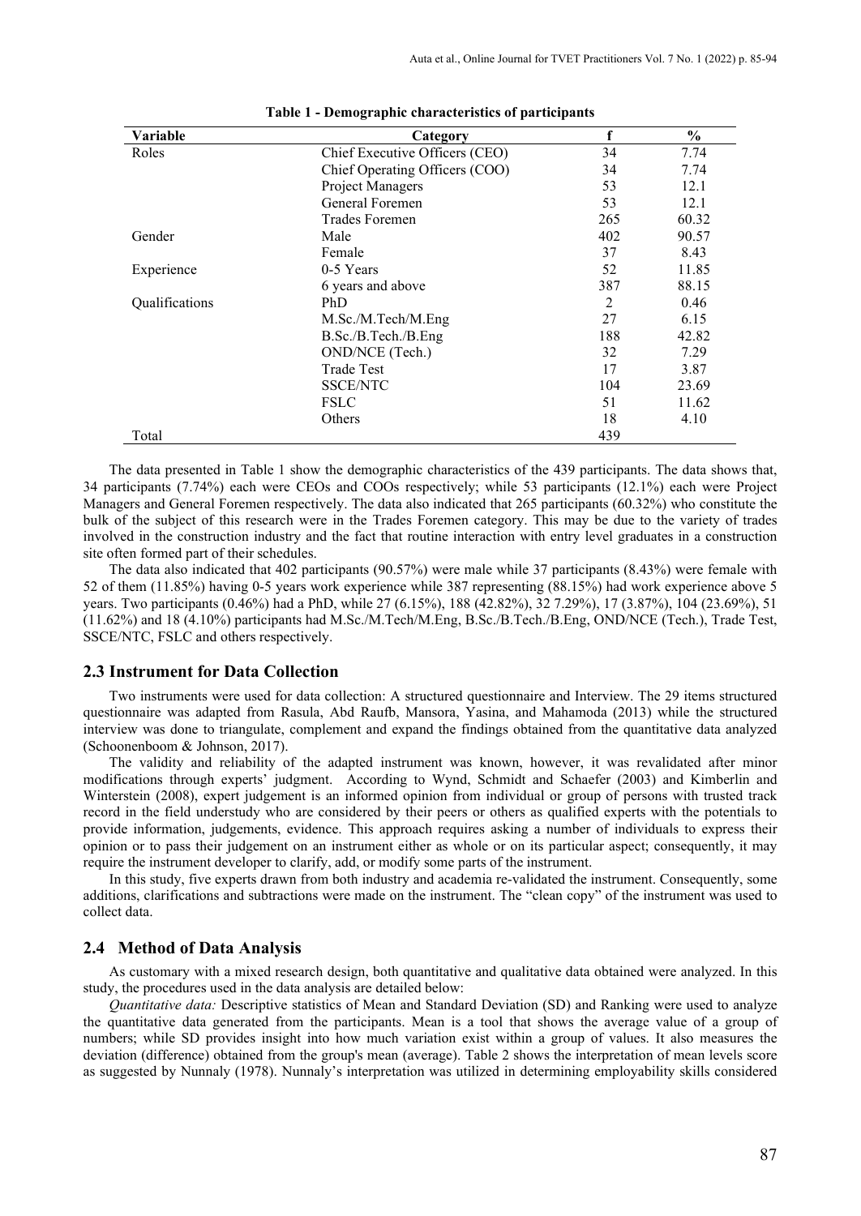**Table 1 - Demographic characteristics of participants**

| Variable | Category | f | % |
|---|---|---|---|
| Roles | Chief Executive Officers (CEO) | 34 | 7.74 |
| | Chief Operating Officers (COO) | 34 | 7.74 |
| | Project Managers | 53 | 12.1 |
| | General Foremen | 53 | 12.1 |
| | Trades Foremen | 265 | 60.32 |
| Gender | Male | 402 | 90.57 |
| | Female | 37 | 8.43 |
| Experience | 0-5 Years | 52 | 11.85 |
| | 6 years and above | 387 | 88.15 |
| Qualifications | PhD | 2 | 0.46 |
| | M.Sc./M.Tech/M.Eng | 27 | 6.15 |
| | B.Sc./B.Tech./B.Eng | 188 | 42.82 |
| | OND/NCE (Tech.) | 32 | 7.29 |
| | Trade Test | 17 | 3.87 |
| | SSCE/NTC | 104 | 23.69 |
| | FSLC | 51 | 11.62 |
| | Others | 18 | 4.10 |
| Total | | 439 | |

The data presented in Table 1 show the demographic characteristics of the 439 participants. The data shows that, 34 participants (7.74%) each were CEOs and COOs respectively; while 53 participants (12.1%) each were Project Managers and General Foremen respectively. The data also indicated that 265 participants (60.32%) who constitute the bulk of the subject of this research were in the Trades Foremen category. This may be due to the variety of trades involved in the construction industry and the fact that routine interaction with entry level graduates in a construction site often formed part of their schedules.

The data also indicated that 402 participants (90.57%) were male while 37 participants (8.43%) were female with 52 of them (11.85%) having 0-5 years work experience while 387 representing (88.15%) had work experience above 5 years. Two participants (0.46%) had a PhD, while 27 (6.15%), 188 (42.82%), 32 7.29%), 17 (3.87%), 104 (23.69%), 51 (11.62%) and 18 (4.10%) participants had M.Sc./M.Tech/M.Eng, B.Sc./B.Tech./B.Eng, OND/NCE (Tech.), Trade Test, SSCE/NTC, FSLC and others respectively.

## 2.3 Instrument for Data Collection

Two instruments were used for data collection: A structured questionnaire and Interview. The 29 items structured questionnaire was adapted from Rasula, Abd Raufb, Mansora, Yasina, and Mahamoda (2013) while the structured interview was done to triangulate, complement and expand the findings obtained from the quantitative data analyzed (Schoonenboom & Johnson, 2017).

The validity and reliability of the adapted instrument was known, however, it was revalidated after minor modifications through experts' judgment. According to Wynd, Schmidt and Schaefer (2003) and Kimberlin and Winterstein (2008), expert judgement is an informed opinion from individual or group of persons with trusted track record in the field understudy who are considered by their peers or others as qualified experts with the potentials to provide information, judgements, evidence. This approach requires asking a number of individuals to express their opinion or to pass their judgement on an instrument either as whole or on its particular aspect; consequently, it may require the instrument developer to clarify, add, or modify some parts of the instrument.

In this study, five experts drawn from both industry and academia re-validated the instrument. Consequently, some additions, clarifications and subtractions were made on the instrument. The "clean copy" of the instrument was used to collect data.

## 2.4 Method of Data Analysis

As customary with a mixed research design, both quantitative and qualitative data obtained were analyzed. In this study, the procedures used in the data analysis are detailed below:

*Quantitative data:* Descriptive statistics of Mean and Standard Deviation (SD) and Ranking were used to analyze the quantitative data generated from the participants. Mean is a tool that shows the average value of a group of numbers; while SD provides insight into how much variation exist within a group of values. It also measures the deviation (difference) obtained from the group's mean (average). Table 2 shows the interpretation of mean levels score as suggested by Nunnaly (1978). Nunnaly's interpretation was utilized in determining employability skills considered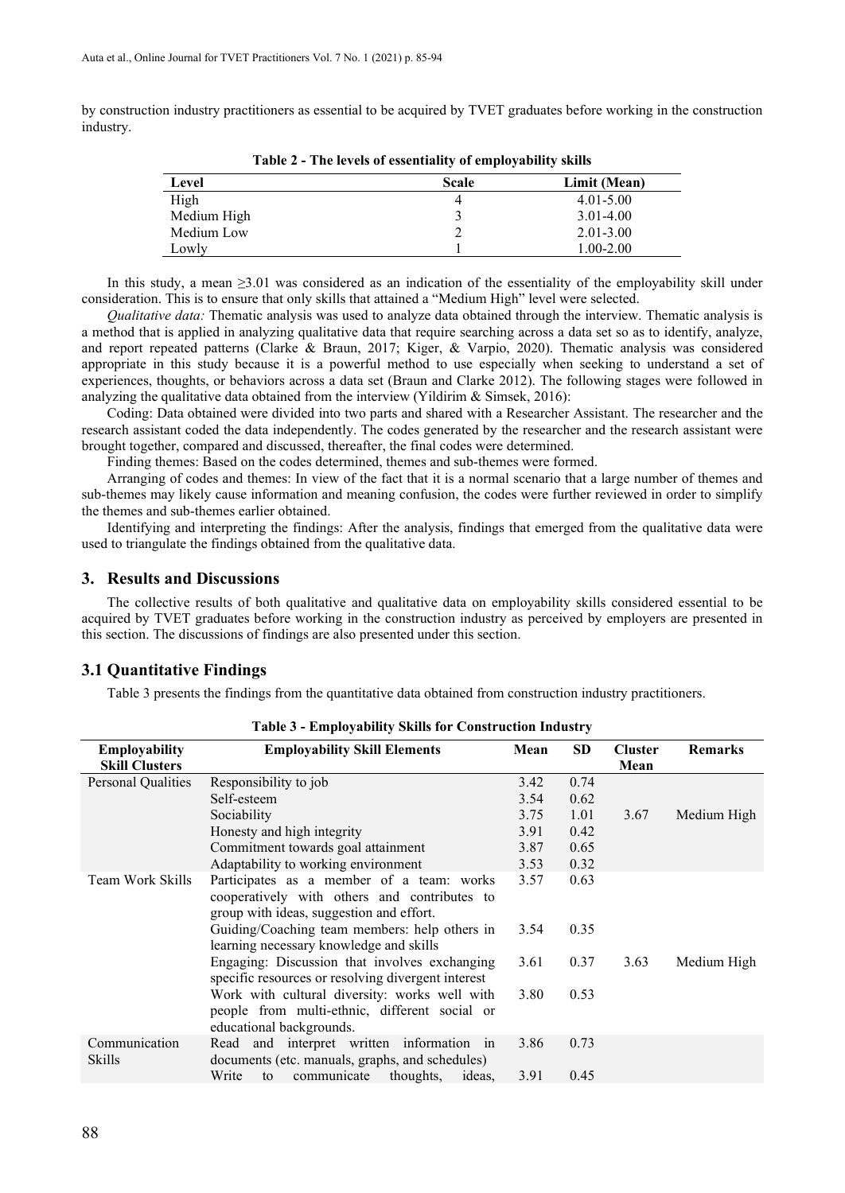by construction industry practitioners as essential to be acquired by TVET graduates before working in the construction industry.

**Table 2 - The levels of essentiality of employability skills**

| Level | Scale | Limit (Mean) |
|---|---|---|
| High | 4 | 4.01-5.00 |
| Medium High | 3 | 3.01-4.00 |
| Medium Low | 2 | 2.01-3.00 |
| Lowly | 1 | 1.00-2.00 |

In this study, a mean ≥3.01 was considered as an indication of the essentiality of the employability skill under consideration. This is to ensure that only skills that attained a "Medium High" level were selected.

*Qualitative data:* Thematic analysis was used to analyze data obtained through the interview. Thematic analysis is a method that is applied in analyzing qualitative data that require searching across a data set so as to identify, analyze, and report repeated patterns (Clarke & Braun, 2017; Kiger, & Varpio, 2020). Thematic analysis was considered appropriate in this study because it is a powerful method to use especially when seeking to understand a set of experiences, thoughts, or behaviors across a data set (Braun and Clarke 2012). The following stages were followed in analyzing the qualitative data obtained from the interview (Yildirim & Simsek, 2016):

Coding: Data obtained were divided into two parts and shared with a Researcher Assistant. The researcher and the research assistant coded the data independently. The codes generated by the researcher and the research assistant were brought together, compared and discussed, thereafter, the final codes were determined.

Finding themes: Based on the codes determined, themes and sub-themes were formed.

Arranging of codes and themes: In view of the fact that it is a normal scenario that a large number of themes and sub-themes may likely cause information and meaning confusion, the codes were further reviewed in order to simplify the themes and sub-themes earlier obtained.

Identifying and interpreting the findings: After the analysis, findings that emerged from the qualitative data were used to triangulate the findings obtained from the qualitative data.

## 3. Results and Discussions

The collective results of both qualitative and qualitative data on employability skills considered essential to be acquired by TVET graduates before working in the construction industry as perceived by employers are presented in this section. The discussions of findings are also presented under this section.

### 3.1 Quantitative Findings

Table 3 presents the findings from the quantitative data obtained from construction industry practitioners.

**Table 3 - Employability Skills for Construction Industry**

| Employability Skill Clusters | Employability Skill Elements | Mean | SD | Cluster Mean | Remarks |
|---|---|---|---|---|---|
| Personal Qualities | Responsibility to job | 3.42 | 0.74 | | |
| | Self-esteem | 3.54 | 0.62 | | |
| | Sociability | 3.75 | 1.01 | 3.67 | Medium High |
| | Honesty and high integrity | 3.91 | 0.42 | | |
| | Commitment towards goal attainment | 3.87 | 0.65 | | |
| | Adaptability to working environment | 3.53 | 0.32 | | |
| Team Work Skills | Participates as a member of a team: works cooperatively with others and contributes to group with ideas, suggestion and effort. | 3.57 | 0.63 | | |
| | Guiding/Coaching team members: help others in learning necessary knowledge and skills | 3.54 | 0.35 | | |
| | Engaging: Discussion that involves exchanging specific resources or resolving divergent interest | 3.61 | 0.37 | 3.63 | Medium High |
| | Work with cultural diversity: works well with people from multi-ethnic, different social or educational backgrounds. | 3.80 | 0.53 | | |
| Communication Skills | Read and interpret written information in documents (etc. manuals, graphs, and schedules) | 3.86 | 0.73 | | |
| | Write to communicate thoughts, ideas, | 3.91 | 0.45 | | |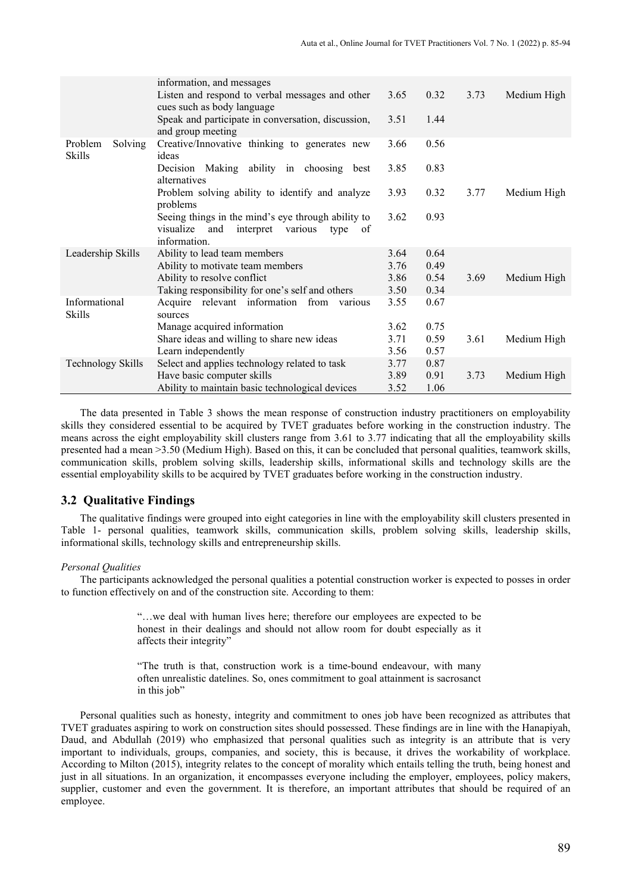| | information, and messages | | | | |
|---|---|---|---|---|---|
| | Listen and respond to verbal messages and other cues such as body language | 3.65 | 0.32 | 3.73 | Medium High |
| | Speak and participate in conversation, discussion, and group meeting | 3.51 | 1.44 | | |
| Problem Solving Skills | Creative/Innovative thinking to generates new ideas | 3.66 | 0.56 | | |
| | Decision Making ability in choosing best alternatives | 3.85 | 0.83 | | |
| | Problem solving ability to identify and analyze problems | 3.93 | 0.32 | 3.77 | Medium High |
| | Seeing things in the mind's eye through ability to visualize and interpret various type of information. | 3.62 | 0.93 | | |
| Leadership Skills | Ability to lead team members | 3.64 | 0.64 | | |
| | Ability to motivate team members | 3.76 | 0.49 | | |
| | Ability to resolve conflict | 3.86 | 0.54 | 3.69 | Medium High |
| | Taking responsibility for one's self and others | 3.50 | 0.34 | | |
| Informational Skills | Acquire relevant information from various sources | 3.55 | 0.67 | | |
| | Manage acquired information | 3.62 | 0.75 | | |
| | Share ideas and willing to share new ideas | 3.71 | 0.59 | 3.61 | Medium High |
| | Learn independently | 3.56 | 0.57 | | |
| Technology Skills | Select and applies technology related to task | 3.77 | 0.87 | | |
| | Have basic computer skills | 3.89 | 0.91 | 3.73 | Medium High |
| | Ability to maintain basic technological devices | 3.52 | 1.06 | | |

The data presented in Table 3 shows the mean response of construction industry practitioners on employability skills they considered essential to be acquired by TVET graduates before working in the construction industry. The means across the eight employability skill clusters range from 3.61 to 3.77 indicating that all the employability skills presented had a mean >3.50 (Medium High). Based on this, it can be concluded that personal qualities, teamwork skills, communication skills, problem solving skills, leadership skills, informational skills and technology skills are the essential employability skills to be acquired by TVET graduates before working in the construction industry.

## 3.2 Qualitative Findings

The qualitative findings were grouped into eight categories in line with the employability skill clusters presented in Table 1- personal qualities, teamwork skills, communication skills, problem solving skills, leadership skills, informational skills, technology skills and entrepreneurship skills.

*Personal Qualities*

The participants acknowledged the personal qualities a potential construction worker is expected to posses in order to function effectively on and of the construction site. According to them:

> "…we deal with human lives here; therefore our employees are expected to be honest in their dealings and should not allow room for doubt especially as it affects their integrity"

> "The truth is that, construction work is a time-bound endeavour, with many often unrealistic datelines. So, ones commitment to goal attainment is sacrosanct in this job"

Personal qualities such as honesty, integrity and commitment to ones job have been recognized as attributes that TVET graduates aspiring to work on construction sites should possessed. These findings are in line with the Hanapiyah, Daud, and Abdullah (2019) who emphasized that personal qualities such as integrity is an attribute that is very important to individuals, groups, companies, and society, this is because, it drives the workability of workplace. According to Milton (2015), integrity relates to the concept of morality which entails telling the truth, being honest and just in all situations. In an organization, it encompasses everyone including the employer, employees, policy makers, supplier, customer and even the government. It is therefore, an important attributes that should be required of an employee.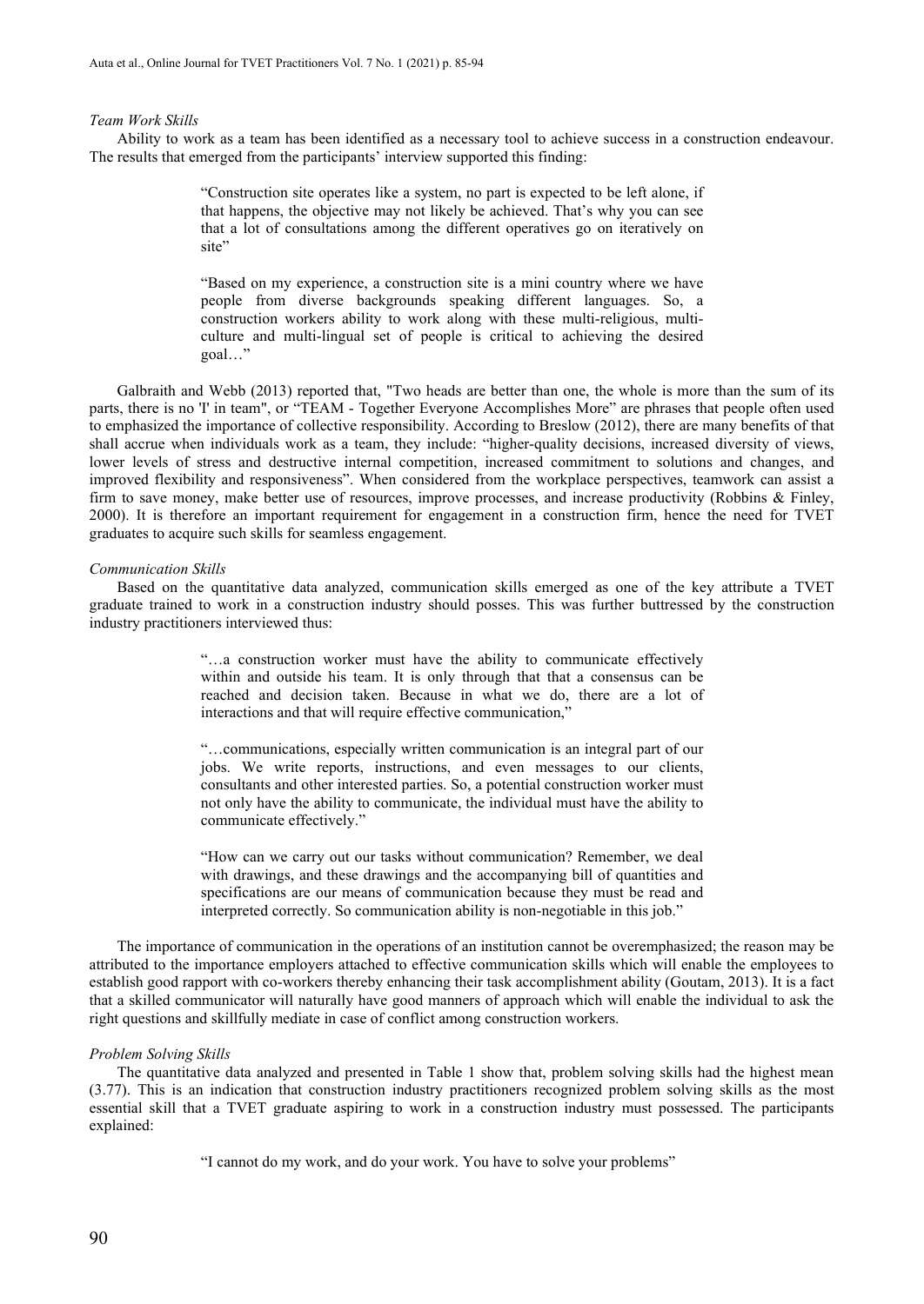*Team Work Skills*

Ability to work as a team has been identified as a necessary tool to achieve success in a construction endeavour. The results that emerged from the participants' interview supported this finding:

> "Construction site operates like a system, no part is expected to be left alone, if that happens, the objective may not likely be achieved. That's why you can see that a lot of consultations among the different operatives go on iteratively on site"

> "Based on my experience, a construction site is a mini country where we have people from diverse backgrounds speaking different languages. So, a construction workers ability to work along with these multi-religious, multi-culture and multi-lingual set of people is critical to achieving the desired goal…"

Galbraith and Webb (2013) reported that, "Two heads are better than one, the whole is more than the sum of its parts, there is no 'I' in team", or "TEAM - Together Everyone Accomplishes More" are phrases that people often used to emphasized the importance of collective responsibility. According to Breslow (2012), there are many benefits of that shall accrue when individuals work as a team, they include: "higher-quality decisions, increased diversity of views, lower levels of stress and destructive internal competition, increased commitment to solutions and changes, and improved flexibility and responsiveness". When considered from the workplace perspectives, teamwork can assist a firm to save money, make better use of resources, improve processes, and increase productivity (Robbins & Finley, 2000). It is therefore an important requirement for engagement in a construction firm, hence the need for TVET graduates to acquire such skills for seamless engagement.

*Communication Skills*

Based on the quantitative data analyzed, communication skills emerged as one of the key attribute a TVET graduate trained to work in a construction industry should posses. This was further buttressed by the construction industry practitioners interviewed thus:

> "…a construction worker must have the ability to communicate effectively within and outside his team. It is only through that that a consensus can be reached and decision taken. Because in what we do, there are a lot of interactions and that will require effective communication,"

> "…communications, especially written communication is an integral part of our jobs. We write reports, instructions, and even messages to our clients, consultants and other interested parties. So, a potential construction worker must not only have the ability to communicate, the individual must have the ability to communicate effectively."

> "How can we carry out our tasks without communication? Remember, we deal with drawings, and these drawings and the accompanying bill of quantities and specifications are our means of communication because they must be read and interpreted correctly. So communication ability is non-negotiable in this job."

The importance of communication in the operations of an institution cannot be overemphasized; the reason may be attributed to the importance employers attached to effective communication skills which will enable the employees to establish good rapport with co-workers thereby enhancing their task accomplishment ability (Goutam, 2013). It is a fact that a skilled communicator will naturally have good manners of approach which will enable the individual to ask the right questions and skillfully mediate in case of conflict among construction workers.

*Problem Solving Skills*

The quantitative data analyzed and presented in Table 1 show that, problem solving skills had the highest mean (3.77). This is an indication that construction industry practitioners recognized problem solving skills as the most essential skill that a TVET graduate aspiring to work in a construction industry must possessed. The participants explained:

> "I cannot do my work, and do your work. You have to solve your problems"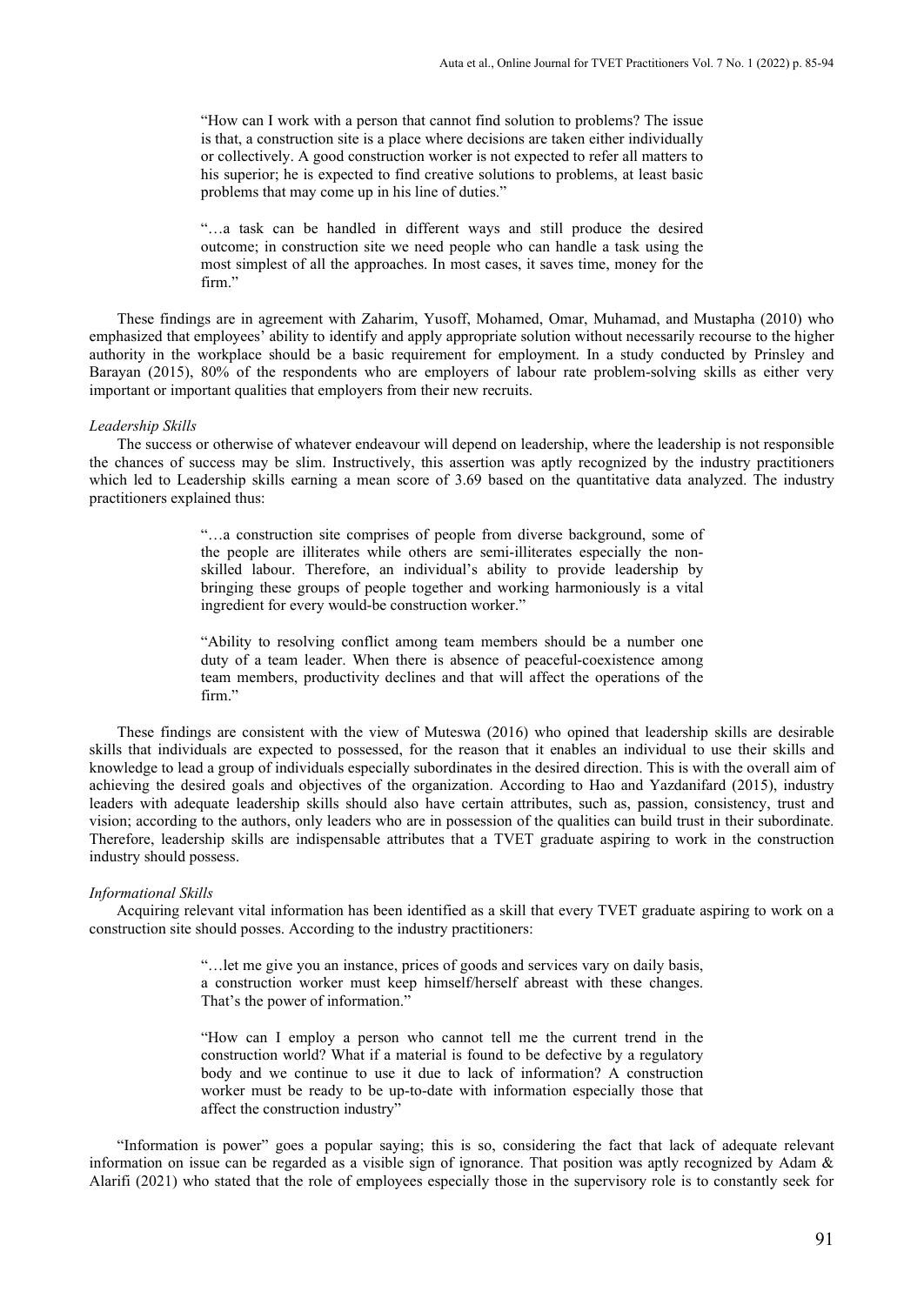> "How can I work with a person that cannot find solution to problems? The issue is that, a construction site is a place where decisions are taken either individually or collectively. A good construction worker is not expected to refer all matters to his superior; he is expected to find creative solutions to problems, at least basic problems that may come up in his line of duties."

> "…a task can be handled in different ways and still produce the desired outcome; in construction site we need people who can handle a task using the most simplest of all the approaches. In most cases, it saves time, money for the firm."

These findings are in agreement with Zaharim, Yusoff, Mohamed, Omar, Muhamad, and Mustapha (2010) who emphasized that employees' ability to identify and apply appropriate solution without necessarily recourse to the higher authority in the workplace should be a basic requirement for employment. In a study conducted by Prinsley and Barayan (2015), 80% of the respondents who are employers of labour rate problem-solving skills as either very important or important qualities that employers from their new recruits.

*Leadership Skills*

The success or otherwise of whatever endeavour will depend on leadership, where the leadership is not responsible the chances of success may be slim. Instructively, this assertion was aptly recognized by the industry practitioners which led to Leadership skills earning a mean score of 3.69 based on the quantitative data analyzed. The industry practitioners explained thus:

> "…a construction site comprises of people from diverse background, some of the people are illiterates while others are semi-illiterates especially the non-skilled labour. Therefore, an individual's ability to provide leadership by bringing these groups of people together and working harmoniously is a vital ingredient for every would-be construction worker."

> "Ability to resolving conflict among team members should be a number one duty of a team leader. When there is absence of peaceful-coexistence among team members, productivity declines and that will affect the operations of the firm."

These findings are consistent with the view of Muteswa (2016) who opined that leadership skills are desirable skills that individuals are expected to possessed, for the reason that it enables an individual to use their skills and knowledge to lead a group of individuals especially subordinates in the desired direction. This is with the overall aim of achieving the desired goals and objectives of the organization. According to Hao and Yazdanifard (2015), industry leaders with adequate leadership skills should also have certain attributes, such as, passion, consistency, trust and vision; according to the authors, only leaders who are in possession of the qualities can build trust in their subordinate. Therefore, leadership skills are indispensable attributes that a TVET graduate aspiring to work in the construction industry should possess.

*Informational Skills*

Acquiring relevant vital information has been identified as a skill that every TVET graduate aspiring to work on a construction site should posses. According to the industry practitioners:

> "…let me give you an instance, prices of goods and services vary on daily basis, a construction worker must keep himself/herself abreast with these changes. That's the power of information."

> "How can I employ a person who cannot tell me the current trend in the construction world? What if a material is found to be defective by a regulatory body and we continue to use it due to lack of information? A construction worker must be ready to be up-to-date with information especially those that affect the construction industry"

"Information is power" goes a popular saying; this is so, considering the fact that lack of adequate relevant information on issue can be regarded as a visible sign of ignorance. That position was aptly recognized by Adam & Alarifi (2021) who stated that the role of employees especially those in the supervisory role is to constantly seek for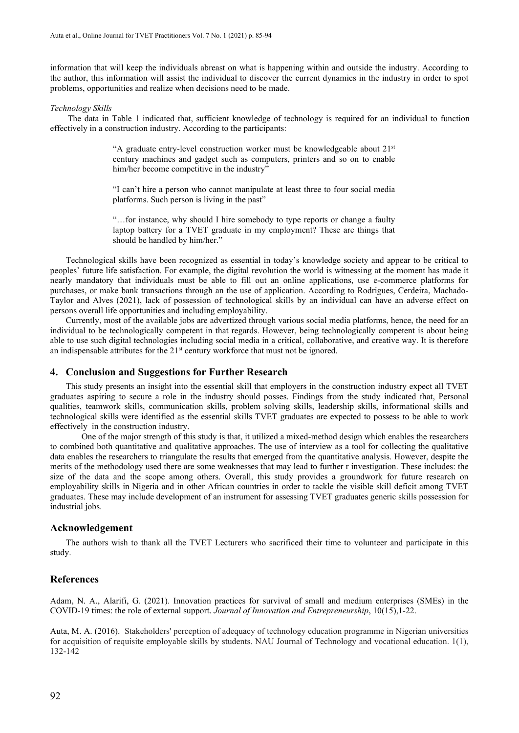information that will keep the individuals abreast on what is happening within and outside the industry. According to the author, this information will assist the individual to discover the current dynamics in the industry in order to spot problems, opportunities and realize when decisions need to be made.

*Technology Skills*

The data in Table 1 indicated that, sufficient knowledge of technology is required for an individual to function effectively in a construction industry. According to the participants:

> "A graduate entry-level construction worker must be knowledgeable about 21st century machines and gadget such as computers, printers and so on to enable him/her become competitive in the industry"
>
> "I can't hire a person who cannot manipulate at least three to four social media platforms. Such person is living in the past"
>
> "…for instance, why should I hire somebody to type reports or change a faulty laptop battery for a TVET graduate in my employment? These are things that should be handled by him/her."

Technological skills have been recognized as essential in today's knowledge society and appear to be critical to peoples' future life satisfaction. For example, the digital revolution the world is witnessing at the moment has made it nearly mandatory that individuals must be able to fill out an online applications, use e-commerce platforms for purchases, or make bank transactions through an the use of application. According to Rodrigues, Cerdeira, Machado-Taylor and Alves (2021), lack of possession of technological skills by an individual can have an adverse effect on persons overall life opportunities and including employability.

Currently, most of the available jobs are advertized through various social media platforms, hence, the need for an individual to be technologically competent in that regards. However, being technologically competent is about being able to use such digital technologies including social media in a critical, collaborative, and creative way. It is therefore an indispensable attributes for the 21st century workforce that must not be ignored.

## 4. Conclusion and Suggestions for Further Research

This study presents an insight into the essential skill that employers in the construction industry expect all TVET graduates aspiring to secure a role in the industry should posses. Findings from the study indicated that, Personal qualities, teamwork skills, communication skills, problem solving skills, leadership skills, informational skills and technological skills were identified as the essential skills TVET graduates are expected to possess to be able to work effectively in the construction industry.

One of the major strength of this study is that, it utilized a mixed-method design which enables the researchers to combined both quantitative and qualitative approaches. The use of interview as a tool for collecting the qualitative data enables the researchers to triangulate the results that emerged from the quantitative analysis. However, despite the merits of the methodology used there are some weaknesses that may lead to further r investigation. These includes: the size of the data and the scope among others. Overall, this study provides a groundwork for future research on employability skills in Nigeria and in other African countries in order to tackle the visible skill deficit among TVET graduates. These may include development of an instrument for assessing TVET graduates generic skills possession for industrial jobs.

## Acknowledgement

The authors wish to thank all the TVET Lecturers who sacrificed their time to volunteer and participate in this study.

## References

Adam, N. A., Alarifi, G. (2021). Innovation practices for survival of small and medium enterprises (SMEs) in the COVID-19 times: the role of external support. *Journal of Innovation and Entrepreneurship*, 10(15),1-22.

Auta, M. A. (2016). Stakeholders' perception of adequacy of technology education programme in Nigerian universities for acquisition of requisite employable skills by students. NAU Journal of Technology and vocational education. 1(1), 132-142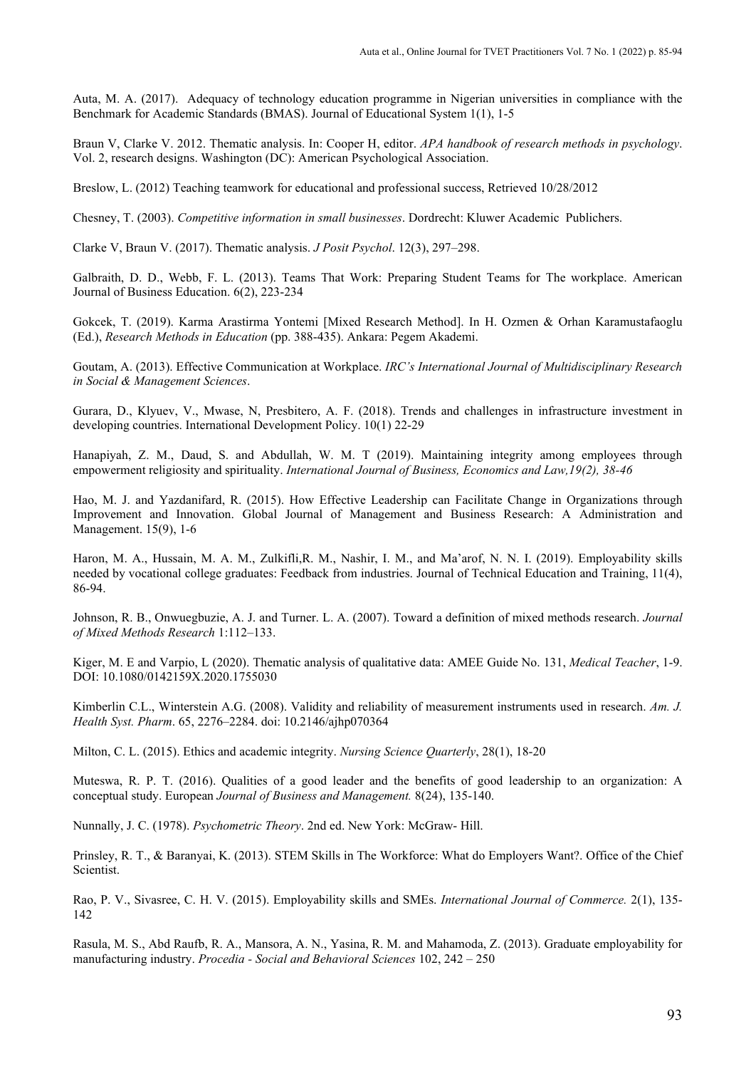Auta, M. A. (2017). Adequacy of technology education programme in Nigerian universities in compliance with the Benchmark for Academic Standards (BMAS). Journal of Educational System 1(1), 1-5

Braun V, Clarke V. 2012. Thematic analysis. In: Cooper H, editor. *APA handbook of research methods in psychology*. Vol. 2, research designs. Washington (DC): American Psychological Association.

Breslow, L. (2012) Teaching teamwork for educational and professional success, Retrieved 10/28/2012

Chesney, T. (2003). *Competitive information in small businesses*. Dordrecht: Kluwer Academic Publichers.

Clarke V, Braun V. (2017). Thematic analysis. *J Posit Psychol*. 12(3), 297–298.

Galbraith, D. D., Webb, F. L. (2013). Teams That Work: Preparing Student Teams for The workplace. American Journal of Business Education. 6(2), 223-234

Gokcek, T. (2019). Karma Arastirma Yontemi [Mixed Research Method]. In H. Ozmen & Orhan Karamustafaoglu (Ed.), *Research Methods in Education* (pp. 388-435). Ankara: Pegem Akademi.

Goutam, A. (2013). Effective Communication at Workplace. *IRC's International Journal of Multidisciplinary Research in Social & Management Sciences*.

Gurara, D., Klyuev, V., Mwase, N, Presbitero, A. F. (2018). Trends and challenges in infrastructure investment in developing countries. International Development Policy. 10(1) 22-29

Hanapiyah, Z. M., Daud, S. and Abdullah, W. M. T (2019). Maintaining integrity among employees through empowerment religiosity and spirituality. *International Journal of Business, Economics and Law,19(2), 38-46*

Hao, M. J. and Yazdanifard, R. (2015). How Effective Leadership can Facilitate Change in Organizations through Improvement and Innovation. Global Journal of Management and Business Research: A Administration and Management. 15(9), 1-6

Haron, M. A., Hussain, M. A. M., Zulkifli,R. M., Nashir, I. M., and Ma'arof, N. N. I. (2019). Employability skills needed by vocational college graduates: Feedback from industries. Journal of Technical Education and Training, 11(4), 86-94.

Johnson, R. B., Onwuegbuzie, A. J. and Turner. L. A. (2007). Toward a definition of mixed methods research. *Journal of Mixed Methods Research* 1:112–133.

Kiger, M. E and Varpio, L (2020). Thematic analysis of qualitative data: AMEE Guide No. 131, *Medical Teacher*, 1-9. DOI: 10.1080/0142159X.2020.1755030

Kimberlin C.L., Winterstein A.G. (2008). Validity and reliability of measurement instruments used in research. *Am. J. Health Syst. Pharm*. 65, 2276–2284. doi: 10.2146/ajhp070364

Milton, C. L. (2015). Ethics and academic integrity. *Nursing Science Quarterly*, 28(1), 18-20

Muteswa, R. P. T. (2016). Qualities of a good leader and the benefits of good leadership to an organization: A conceptual study. European *Journal of Business and Management.* 8(24), 135-140.

Nunnally, J. C. (1978). *Psychometric Theory*. 2nd ed. New York: McGraw- Hill.

Prinsley, R. T., & Baranyai, K. (2013). STEM Skills in The Workforce: What do Employers Want?. Office of the Chief Scientist.

Rao, P. V., Sivasree, C. H. V. (2015). Employability skills and SMEs. *International Journal of Commerce.* 2(1), 135-142

Rasula, M. S., Abd Raufb, R. A., Mansora, A. N., Yasina, R. M. and Mahamoda, Z. (2013). Graduate employability for manufacturing industry. *Procedia - Social and Behavioral Sciences* 102, 242 – 250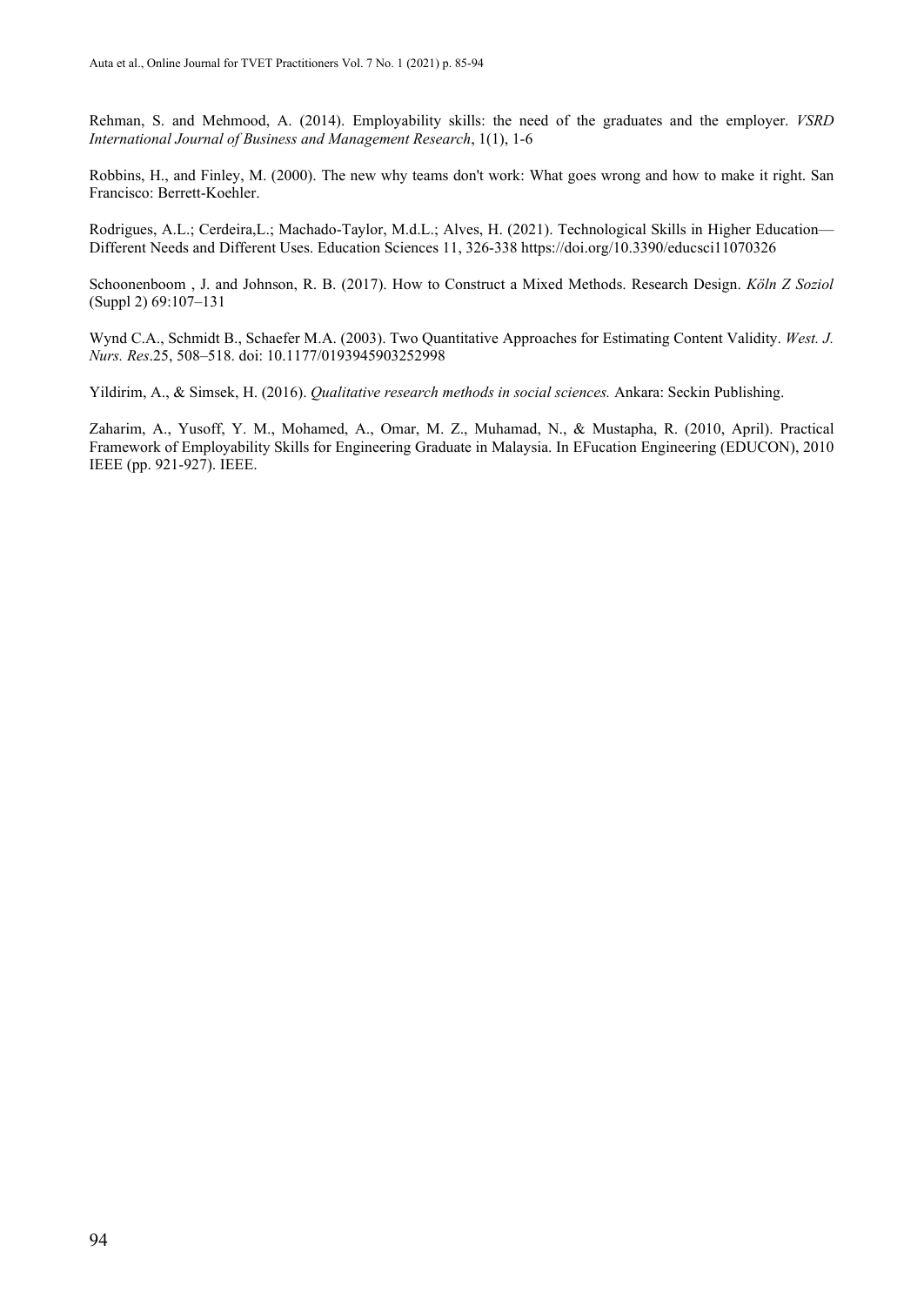Rehman, S. and Mehmood, A. (2014). Employability skills: the need of the graduates and the employer. *VSRD International Journal of Business and Management Research*, 1(1), 1-6

Robbins, H., and Finley, M. (2000). The new why teams don't work: What goes wrong and how to make it right. San Francisco: Berrett-Koehler.

Rodrigues, A.L.; Cerdeira,L.; Machado-Taylor, M.d.L.; Alves, H. (2021). Technological Skills in Higher Education—Different Needs and Different Uses. Education Sciences 11, 326-338 https://doi.org/10.3390/educsci11070326

Schoonenboom , J. and Johnson, R. B. (2017). How to Construct a Mixed Methods. Research Design. *Köln Z Soziol* (Suppl 2) 69:107–131

Wynd C.A., Schmidt B., Schaefer M.A. (2003). Two Quantitative Approaches for Estimating Content Validity. *West. J. Nurs. Res*.25, 508–518. doi: 10.1177/0193945903252998

Yildirim, A., & Simsek, H. (2016). *Qualitative research methods in social sciences.* Ankara: Seckin Publishing.

Zaharim, A., Yusoff, Y. M., Mohamed, A., Omar, M. Z., Muhamad, N., & Mustapha, R. (2010, April). Practical Framework of Employability Skills for Engineering Graduate in Malaysia. In EFucation Engineering (EDUCON), 2010 IEEE (pp. 921-927). IEEE.